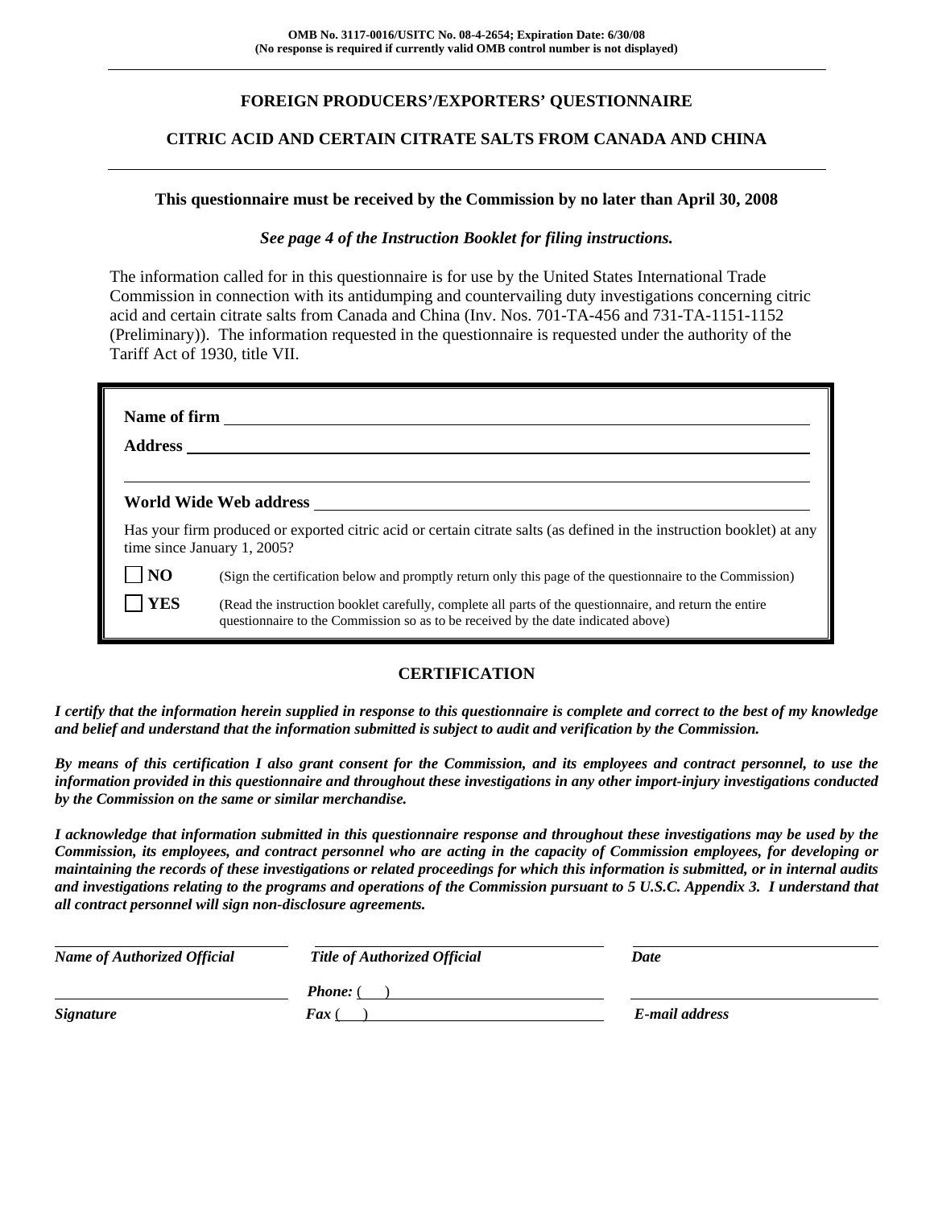**OMB No. 3117-0016/USITC No. 08-4-2654; Expiration Date: 6/30/08**
**(No response is required if currently valid OMB control number is not displayed)**

# FOREIGN PRODUCERS'/EXPORTERS' QUESTIONNAIRE

## CITRIC ACID AND CERTAIN CITRATE SALTS FROM CANADA AND CHINA

**This questionnaire must be received by the Commission by no later than April 30, 2008**

***See page 4 of the Instruction Booklet for filing instructions.***

The information called for in this questionnaire is for use by the United States International Trade Commission in connection with its antidumping and countervailing duty investigations concerning citric acid and certain citrate salts from Canada and China (Inv. Nos. 701-TA-456 and 731-TA-1151-1152 (Preliminary)). The information requested in the questionnaire is requested under the authority of the Tariff Act of 1930, title VII.

**Name of firm** ______________________________

**Address** ______________________________

______________________________

**World Wide Web address** ______________________________

Has your firm produced or exported citric acid or certain citrate salts (as defined in the instruction booklet) at any time since January 1, 2005?

☐ **NO** (Sign the certification below and promptly return only this page of the questionnaire to the Commission)

☐ **YES** (Read the instruction booklet carefully, complete all parts of the questionnaire, and return the entire questionnaire to the Commission so as to be received by the date indicated above)

## CERTIFICATION

***I certify that the information herein supplied in response to this questionnaire is complete and correct to the best of my knowledge and belief and understand that the information submitted is subject to audit and verification by the Commission.***

***By means of this certification I also grant consent for the Commission, and its employees and contract personnel, to use the information provided in this questionnaire and throughout these investigations in any other import-injury investigations conducted by the Commission on the same or similar merchandise.***

***I acknowledge that information submitted in this questionnaire response and throughout these investigations may be used by the Commission, its employees, and contract personnel who are acting in the capacity of Commission employees, for developing or maintaining the records of these investigations or related proceedings for which this information is submitted, or in internal audits and investigations relating to the programs and operations of the Commission pursuant to 5 U.S.C. Appendix 3. I understand that all contract personnel will sign non-disclosure agreements.***

| ______________________ | ______________________ | ______________________ |
|---|---|---|
| ***Name of Authorized Official*** | ***Title of Authorized Official*** | ***Date*** |
| ______________________ | ***Phone:*** ( ) ______________ | ______________________ |
| ***Signature*** | ***Fax*** ( ) ______________ | ***E-mail address*** |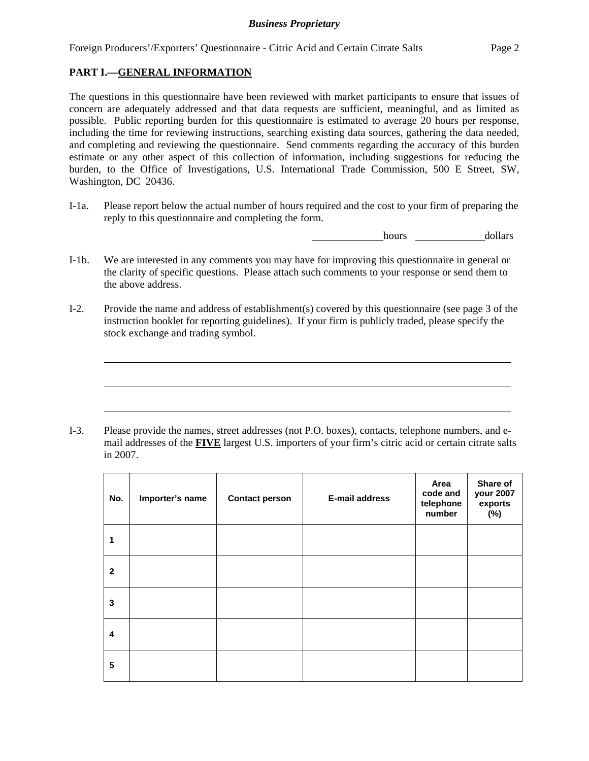## PART I.—GENERAL INFORMATION

The questions in this questionnaire have been reviewed with market participants to ensure that issues of concern are adequately addressed and that data requests are sufficient, meaningful, and as limited as possible. Public reporting burden for this questionnaire is estimated to average 20 hours per response, including the time for reviewing instructions, searching existing data sources, gathering the data needed, and completing and reviewing the questionnaire. Send comments regarding the accuracy of this burden estimate or any other aspect of this collection of information, including suggestions for reducing the burden, to the Office of Investigations, U.S. International Trade Commission, 500 E Street, SW, Washington, DC 20436.

I-1a. Please report below the actual number of hours required and the cost to your firm of preparing the reply to this questionnaire and completing the form.

______________ hours ______________ dollars

I-1b. We are interested in any comments you may have for improving this questionnaire in general or the clarity of specific questions. Please attach such comments to your response or send them to the above address.

I-2. Provide the name and address of establishment(s) covered by this questionnaire (see page 3 of the instruction booklet for reporting guidelines). If your firm is publicly traded, please specify the stock exchange and trading symbol.

________________________________________________________________

________________________________________________________________

________________________________________________________________

I-3. Please provide the names, street addresses (not P.O. boxes), contacts, telephone numbers, and e-mail addresses of the **FIVE** largest U.S. importers of your firm's citric acid or certain citrate salts in 2007.

| No. | Importer's name | Contact person | E-mail address | Area code and telephone number | Share of your 2007 exports (%) |
|---|---|---|---|---|---|
| 1 | | | | | |
| 2 | | | | | |
| 3 | | | | | |
| 4 | | | | | |
| 5 | | | | | |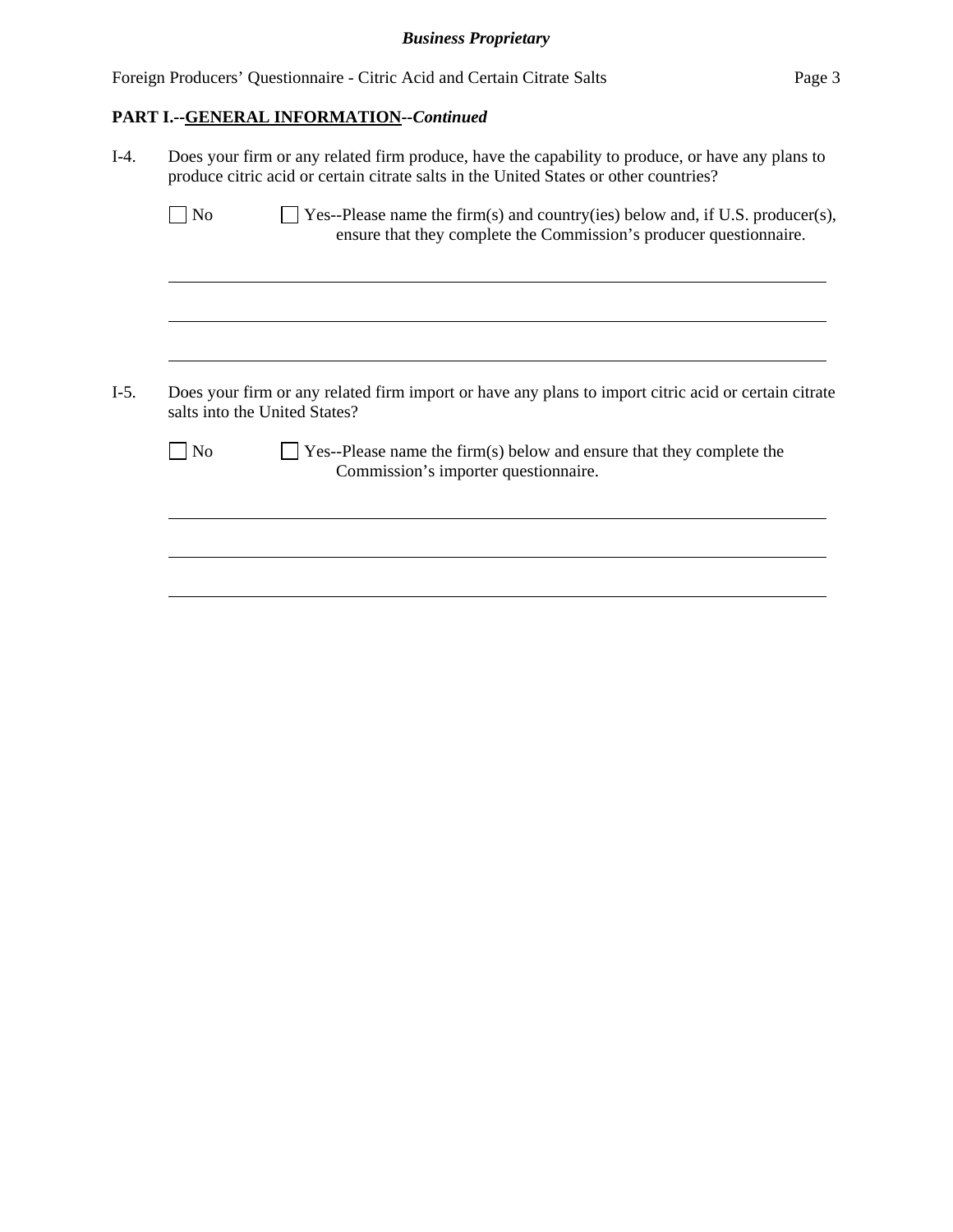**PART I.--GENERAL INFORMATION--*Continued***

I-4. Does your firm or any related firm produce, have the capability to produce, or have any plans to produce citric acid or certain citrate salts in the United States or other countries?

☐ No ☐ Yes--Please name the firm(s) and country(ies) below and, if U.S. producer(s), ensure that they complete the Commission's producer questionnaire.

\_\_\_\_\_\_\_\_\_\_\_\_\_\_\_\_\_\_\_\_\_\_\_\_\_\_\_\_\_\_\_\_\_\_\_\_\_\_\_\_\_\_\_\_\_\_\_\_\_\_\_\_\_\_\_\_\_\_\_\_\_\_\_\_\_\_\_\_\_\_\_\_

\_\_\_\_\_\_\_\_\_\_\_\_\_\_\_\_\_\_\_\_\_\_\_\_\_\_\_\_\_\_\_\_\_\_\_\_\_\_\_\_\_\_\_\_\_\_\_\_\_\_\_\_\_\_\_\_\_\_\_\_\_\_\_\_\_\_\_\_\_\_\_\_

\_\_\_\_\_\_\_\_\_\_\_\_\_\_\_\_\_\_\_\_\_\_\_\_\_\_\_\_\_\_\_\_\_\_\_\_\_\_\_\_\_\_\_\_\_\_\_\_\_\_\_\_\_\_\_\_\_\_\_\_\_\_\_\_\_\_\_\_\_\_\_\_

I-5. Does your firm or any related firm import or have any plans to import citric acid or certain citrate salts into the United States?

☐ No ☐ Yes--Please name the firm(s) below and ensure that they complete the Commission's importer questionnaire.

\_\_\_\_\_\_\_\_\_\_\_\_\_\_\_\_\_\_\_\_\_\_\_\_\_\_\_\_\_\_\_\_\_\_\_\_\_\_\_\_\_\_\_\_\_\_\_\_\_\_\_\_\_\_\_\_\_\_\_\_\_\_\_\_\_\_\_\_\_\_\_\_

\_\_\_\_\_\_\_\_\_\_\_\_\_\_\_\_\_\_\_\_\_\_\_\_\_\_\_\_\_\_\_\_\_\_\_\_\_\_\_\_\_\_\_\_\_\_\_\_\_\_\_\_\_\_\_\_\_\_\_\_\_\_\_\_\_\_\_\_\_\_\_\_

\_\_\_\_\_\_\_\_\_\_\_\_\_\_\_\_\_\_\_\_\_\_\_\_\_\_\_\_\_\_\_\_\_\_\_\_\_\_\_\_\_\_\_\_\_\_\_\_\_\_\_\_\_\_\_\_\_\_\_\_\_\_\_\_\_\_\_\_\_\_\_\_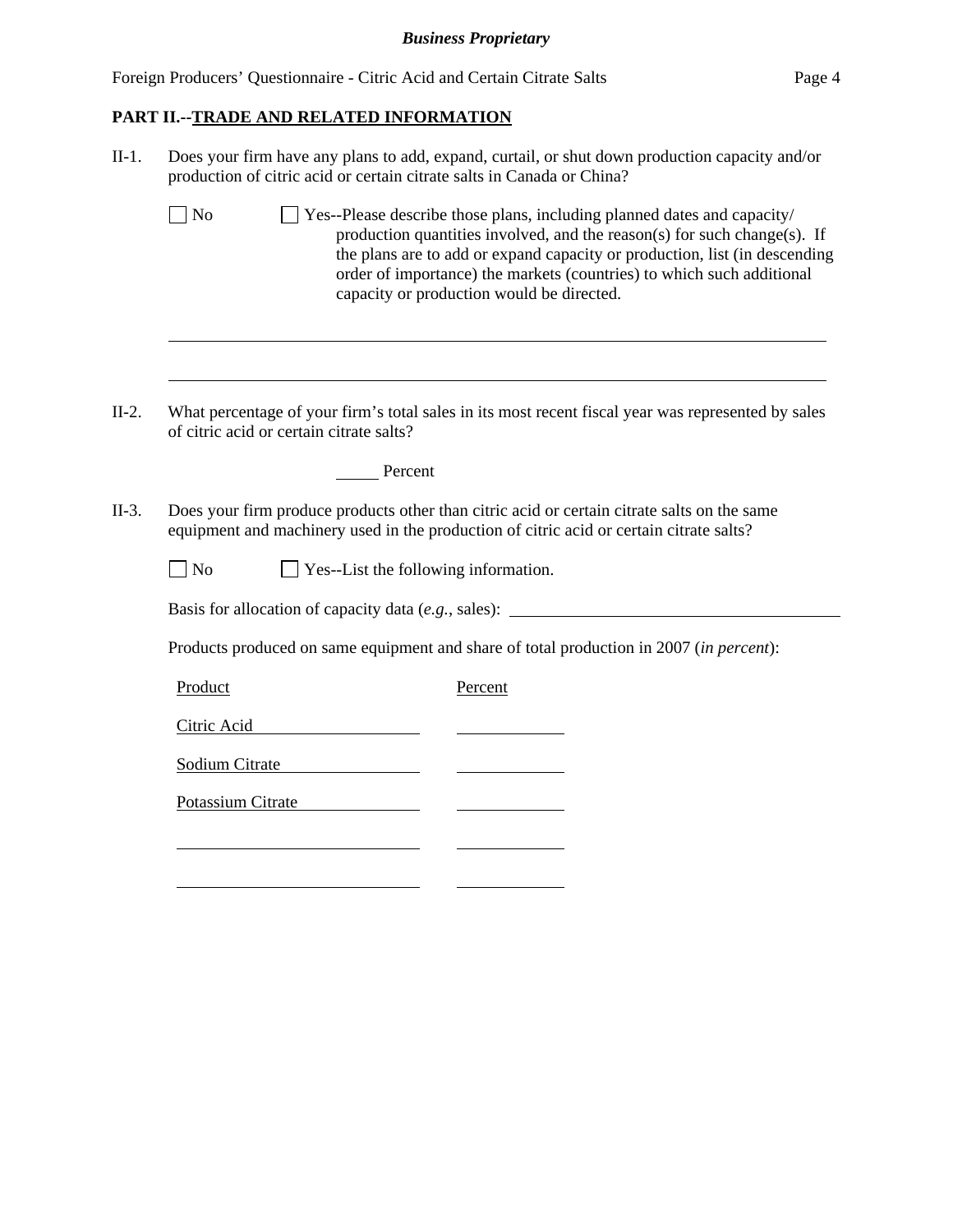## PART II.--TRADE AND RELATED INFORMATION

II-1. Does your firm have any plans to add, expand, curtail, or shut down production capacity and/or production of citric acid or certain citrate salts in Canada or China?

☐ No ☐ Yes--Please describe those plans, including planned dates and capacity/ production quantities involved, and the reason(s) for such change(s). If the plans are to add or expand capacity or production, list (in descending order of importance) the markets (countries) to which such additional capacity or production would be directed.

______________________________________________________________________

______________________________________________________________________

II-2. What percentage of your firm's total sales in its most recent fiscal year was represented by sales of citric acid or certain citrate salts?

_____ Percent

II-3. Does your firm produce products other than citric acid or certain citrate salts on the same equipment and machinery used in the production of citric acid or certain citrate salts?

☐ No ☐ Yes--List the following information.

Basis for allocation of capacity data (*e.g.*, sales): ______________________________

Products produced on same equipment and share of total production in 2007 (*in percent*):

| Product | Percent |
|---|---|
| Citric Acid | |
| Sodium Citrate | |
| Potassium Citrate | |
| | |
| | |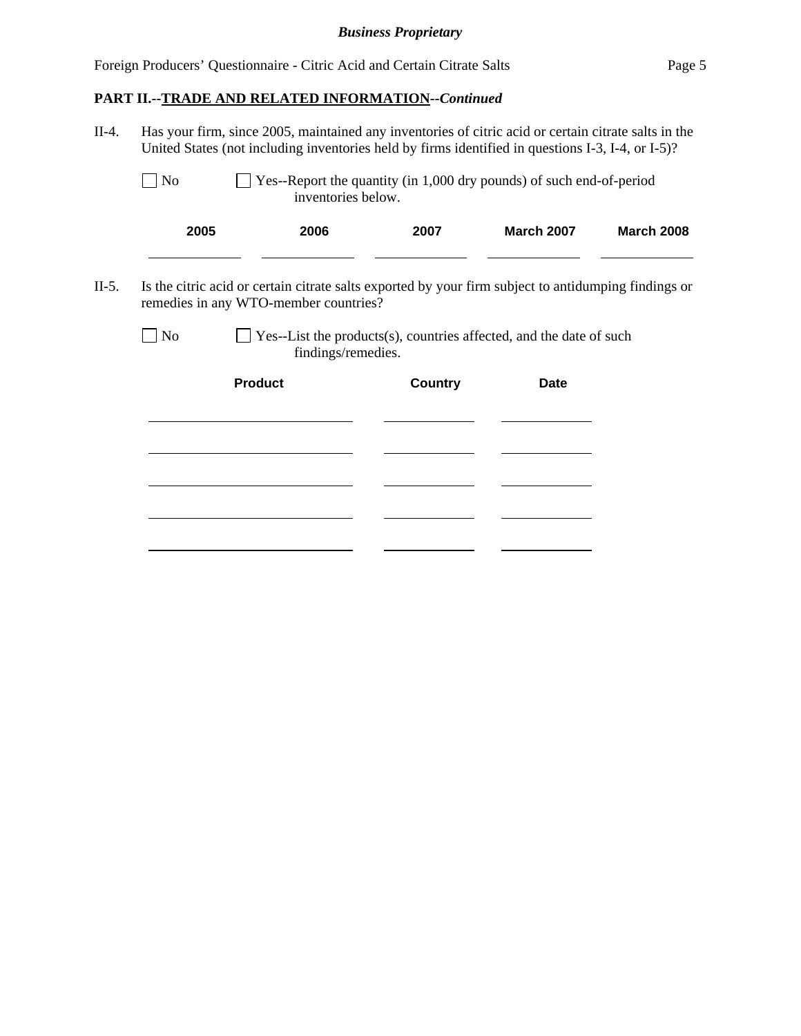**PART II.--TRADE AND RELATED INFORMATION--*Continued***

II-4. Has your firm, since 2005, maintained any inventories of citric acid or certain citrate salts in the United States (not including inventories held by firms identified in questions I-3, I-4, or I-5)?

☐ No ☐ Yes--Report the quantity (in 1,000 dry pounds) of such end-of-period inventories below.

| 2005 | 2006 | 2007 | March 2007 | March 2008 |
|---|---|---|---|---|
| | | | | |

II-5. Is the citric acid or certain citrate salts exported by your firm subject to antidumping findings or remedies in any WTO-member countries?

☐ No ☐ Yes--List the products(s), countries affected, and the date of such findings/remedies.

| Product | Country | Date |
|---|---|---|
| | | |
| | | |
| | | |
| | | |
| | | |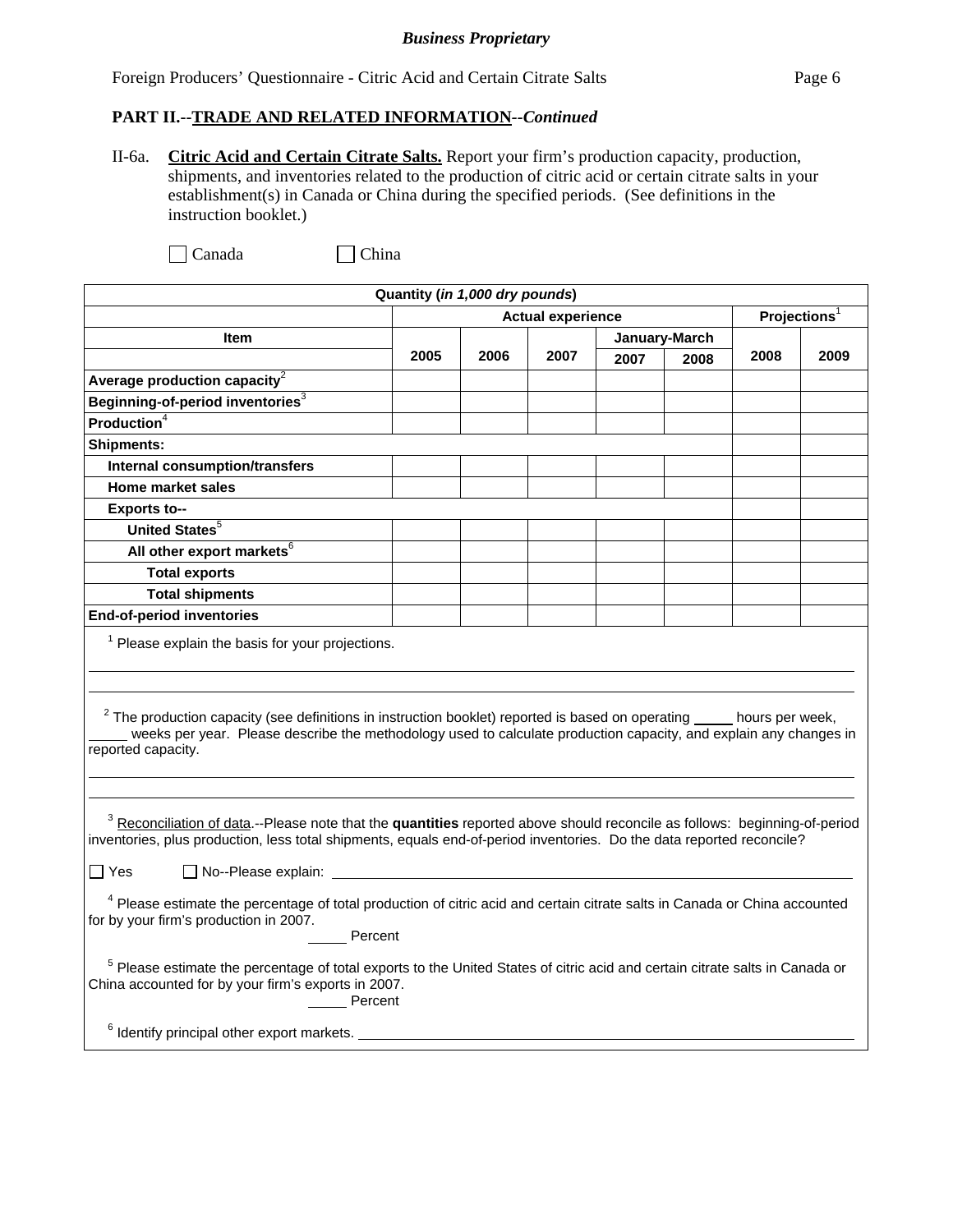**Business Proprietary**

## PART II.--TRADE AND RELATED INFORMATION--*Continued*

II-6a. **Citric Acid and Certain Citrate Salts.** Report your firm's production capacity, production, shipments, and inventories related to the production of citric acid or certain citrate salts in your establishment(s) in Canada or China during the specified periods. (See definitions in the instruction booklet.)

☐ Canada ☐ China

| Quantity (*in 1,000 dry pounds*) | | | | | | | |
|---|---|---|---|---|---|---|---|
| | Actual experience | | | | | Projections[1] | |
| Item | | | | January-March | | | |
| | 2005 | 2006 | 2007 | 2007 | 2008 | 2008 | 2009 |
| **Average production capacity**[2] | | | | | | | |
| **Beginning-of-period inventories**[3] | | | | | | | |
| **Production**[4] | | | | | | | |
| **Shipments:** | | | | | | | |
| **Internal consumption/transfers** | | | | | | | |
| **Home market sales** | | | | | | | |
| **Exports to--** | | | | | | | |
| **United States**[5] | | | | | | | |
| **All other export markets**[6] | | | | | | | |
| **Total exports** | | | | | | | |
| **Total shipments** | | | | | | | |
| **End-of-period inventories** | | | | | | | |

[1] Please explain the basis for your projections.

______________________________________________

[2] The production capacity (see definitions in instruction booklet) reported is based on operating _____ hours per week, _____ weeks per year. Please describe the methodology used to calculate production capacity, and explain any changes in reported capacity.

______________________________________________

[3] Reconciliation of data.--Please note that the **quantities** reported above should reconcile as follows: beginning-of-period inventories, plus production, less total shipments, equals end-of-period inventories. Do the data reported reconcile?

☐ Yes ☐ No--Please explain: ______________________________

[4] Please estimate the percentage of total production of citric acid and certain citrate salts in Canada or China accounted for by your firm's production in 2007.

_____ Percent

[5] Please estimate the percentage of total exports to the United States of citric acid and certain citrate salts in Canada or China accounted for by your firm's exports in 2007.

_____ Percent

[6] Identify principal other export markets. ______________________________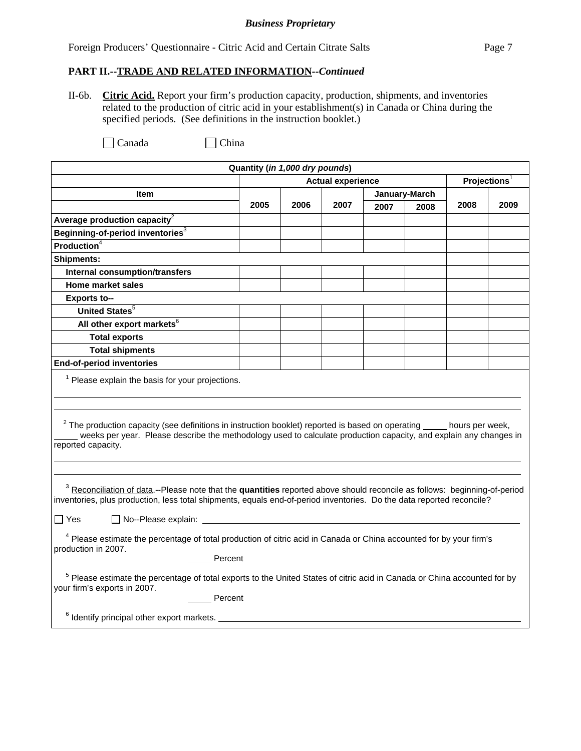*Business Proprietary*

## PART II.--TRADE AND RELATED INFORMATION--*Continued*

II-6b. **Citric Acid.** Report your firm's production capacity, production, shipments, and inventories related to the production of citric acid in your establishment(s) in Canada or China during the specified periods. (See definitions in the instruction booklet.)

☐ Canada ☐ China

| Quantity (*in 1,000 dry pounds*) | | | | | | | |
|---|---|---|---|---|---|---|---|
| | Actual experience | | | | | Projections[1] | |
| **Item** | | | | January-March | | | |
| | **2005** | **2006** | **2007** | **2007** | **2008** | **2008** | **2009** |
| **Average production capacity**[2] | | | | | | | |
| **Beginning-of-period inventories**[3] | | | | | | | |
| **Production**[4] | | | | | | | |
| **Shipments:** | | | | | | | |
| **Internal consumption/transfers** | | | | | | | |
| **Home market sales** | | | | | | | |
| **Exports to--** | | | | | | | |
| **United States**[5] | | | | | | | |
| **All other export markets**[6] | | | | | | | |
| **Total exports** | | | | | | | |
| **Total shipments** | | | | | | | |
| **End-of-period inventories** | | | | | | | |

[1] Please explain the basis for your projections.

[2] The production capacity (see definitions in instruction booklet) reported is based on operating _____ hours per week, _____ weeks per year. Please describe the methodology used to calculate production capacity, and explain any changes in reported capacity.

[3] Reconciliation of data.--Please note that the **quantities** reported above should reconcile as follows: beginning-of-period inventories, plus production, less total shipments, equals end-of-period inventories. Do the data reported reconcile?

☐ Yes ☐ No--Please explain: ____________________

[4] Please estimate the percentage of total production of citric acid in Canada or China accounted for by your firm's production in 2007.

_____ Percent

[5] Please estimate the percentage of total exports to the United States of citric acid in Canada or China accounted for by your firm's exports in 2007.

_____ Percent

[6] Identify principal other export markets. ____________________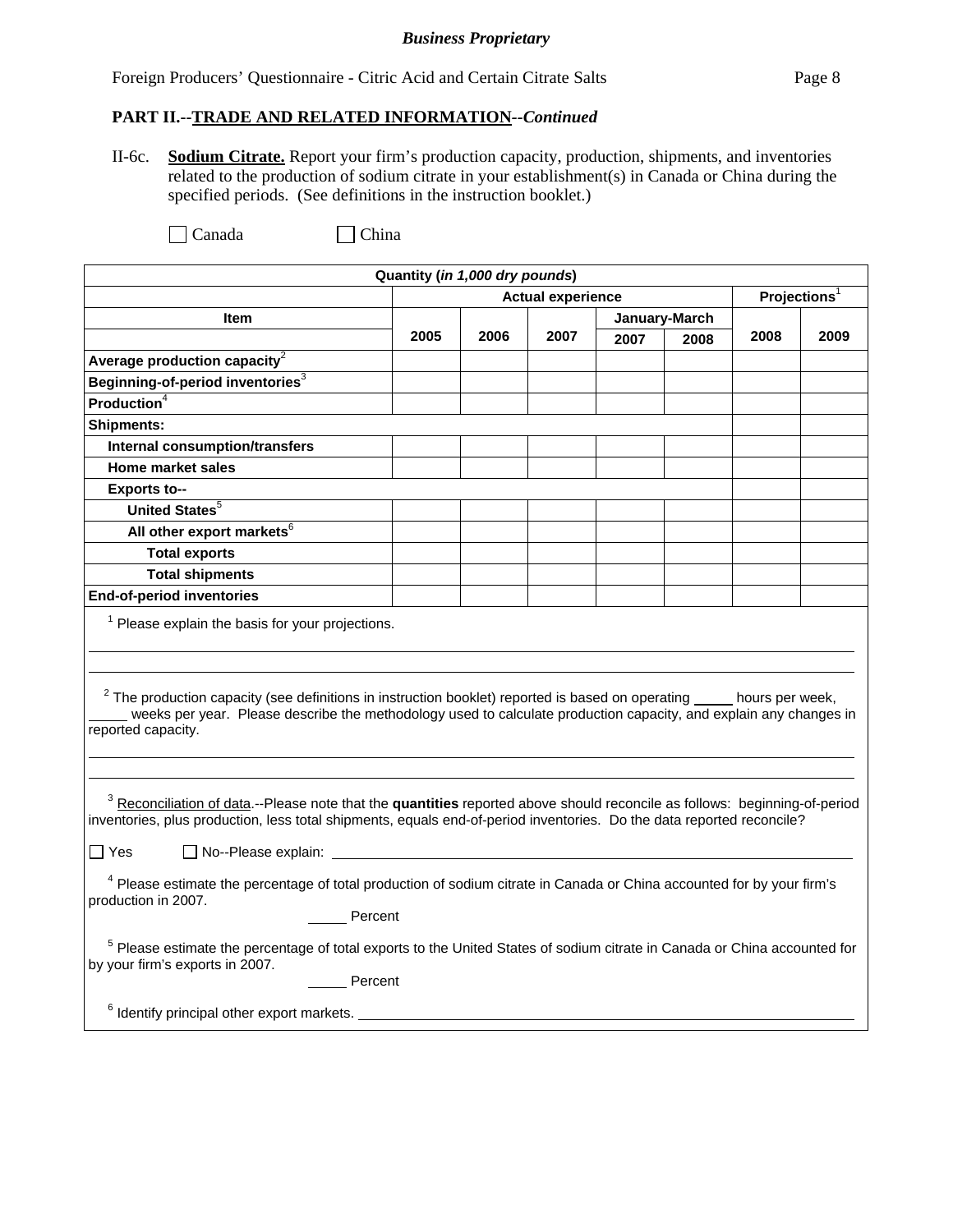*Business Proprietary*

Foreign Producers' Questionnaire - Citric Acid and Certain Citrate Salts

**PART II.--TRADE AND RELATED INFORMATION--*Continued***

II-6c. **Sodium Citrate.** Report your firm's production capacity, production, shipments, and inventories related to the production of sodium citrate in your establishment(s) in Canada or China during the specified periods. (See definitions in the instruction booklet.)

☐ Canada ☐ China

| Quantity (*in 1,000 dry pounds*) | | | | | | | |
|---|---|---|---|---|---|---|---|
| | Actual experience | | | | | Projections[1] | |
| Item | | | | January-March | | | |
| | 2005 | 2006 | 2007 | 2007 | 2008 | 2008 | 2009 |
| **Average production capacity**[2] | | | | | | | |
| **Beginning-of-period inventories**[3] | | | | | | | |
| **Production**[4] | | | | | | | |
| **Shipments:** | | | | | | | |
| **Internal consumption/transfers** | | | | | | | |
| **Home market sales** | | | | | | | |
| **Exports to--** | | | | | | | |
| **United States**[5] | | | | | | | |
| **All other export markets**[6] | | | | | | | |
| **Total exports** | | | | | | | |
| **Total shipments** | | | | | | | |
| **End-of-period inventories** | | | | | | | |

[1] Please explain the basis for your projections.

______________________________________________________________________

______________________________________________________________________

[2] The production capacity (see definitions in instruction booklet) reported is based on operating _____ hours per week, _____ weeks per year. Please describe the methodology used to calculate production capacity, and explain any changes in reported capacity.

______________________________________________________________________

______________________________________________________________________

[3] Reconciliation of data.--Please note that the **quantities** reported above should reconcile as follows: beginning-of-period inventories, plus production, less total shipments, equals end-of-period inventories. Do the data reported reconcile?

☐ Yes ☐ No--Please explain: ______________________________________________

[4] Please estimate the percentage of total production of sodium citrate in Canada or China accounted for by your firm's production in 2007.

_____ Percent

[5] Please estimate the percentage of total exports to the United States of sodium citrate in Canada or China accounted for by your firm's exports in 2007.

_____ Percent

[6] Identify principal other export markets. ______________________________________________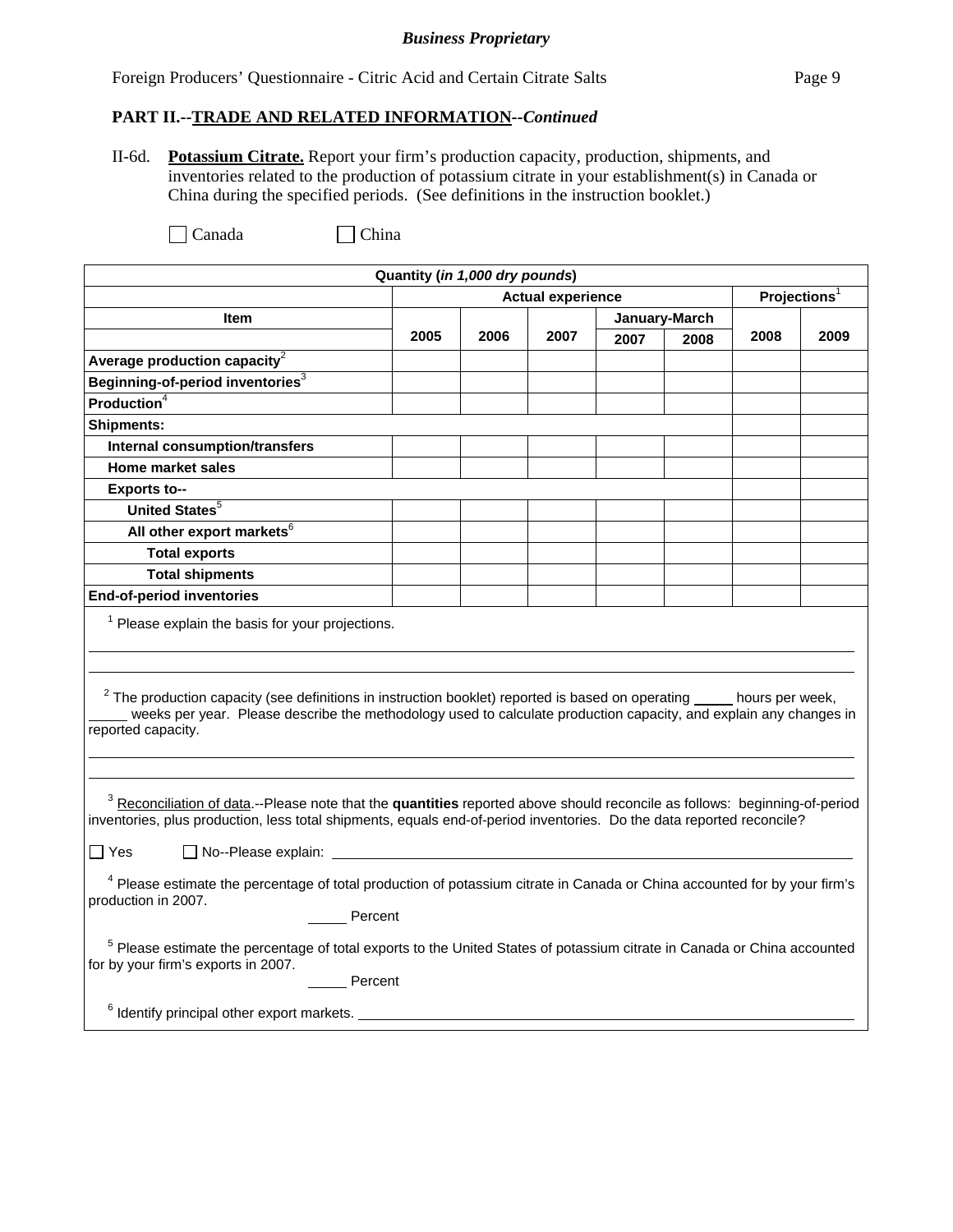*Business Proprietary*

Foreign Producers' Questionnaire - Citric Acid and Certain Citrate Salts

## PART II.--TRADE AND RELATED INFORMATION--*Continued*

II-6d. **Potassium Citrate.** Report your firm's production capacity, production, shipments, and inventories related to the production of potassium citrate in your establishment(s) in Canada or China during the specified periods. (See definitions in the instruction booklet.)

☐ Canada ☐ China

| Quantity (*in 1,000 dry pounds*) | | | | | | | |
|---|---|---|---|---|---|---|---|
| | Actual experience | | | | | Projections[1] | |
| Item | | | | January-March | | | |
| | 2005 | 2006 | 2007 | 2007 | 2008 | 2008 | 2009 |
| **Average production capacity**[2] | | | | | | | |
| **Beginning-of-period inventories**[3] | | | | | | | |
| **Production**[4] | | | | | | | |
| **Shipments:** | | | | | | | |
| **Internal consumption/transfers** | | | | | | | |
| **Home market sales** | | | | | | | |
| **Exports to--** | | | | | | | |
| **United States**[5] | | | | | | | |
| **All other export markets**[6] | | | | | | | |
| **Total exports** | | | | | | | |
| **Total shipments** | | | | | | | |
| **End-of-period inventories** | | | | | | | |

[1] Please explain the basis for your projections.

[2] The production capacity (see definitions in instruction booklet) reported is based on operating _____ hours per week, _____ weeks per year. Please describe the methodology used to calculate production capacity, and explain any changes in reported capacity.

[3] Reconciliation of data.--Please note that the **quantities** reported above should reconcile as follows: beginning-of-period inventories, plus production, less total shipments, equals end-of-period inventories. Do the data reported reconcile?

☐ Yes ☐ No--Please explain: _____

[4] Please estimate the percentage of total production of potassium citrate in Canada or China accounted for by your firm's production in 2007.

_____ Percent

[5] Please estimate the percentage of total exports to the United States of potassium citrate in Canada or China accounted for by your firm's exports in 2007.

_____ Percent

[6] Identify principal other export markets. _____